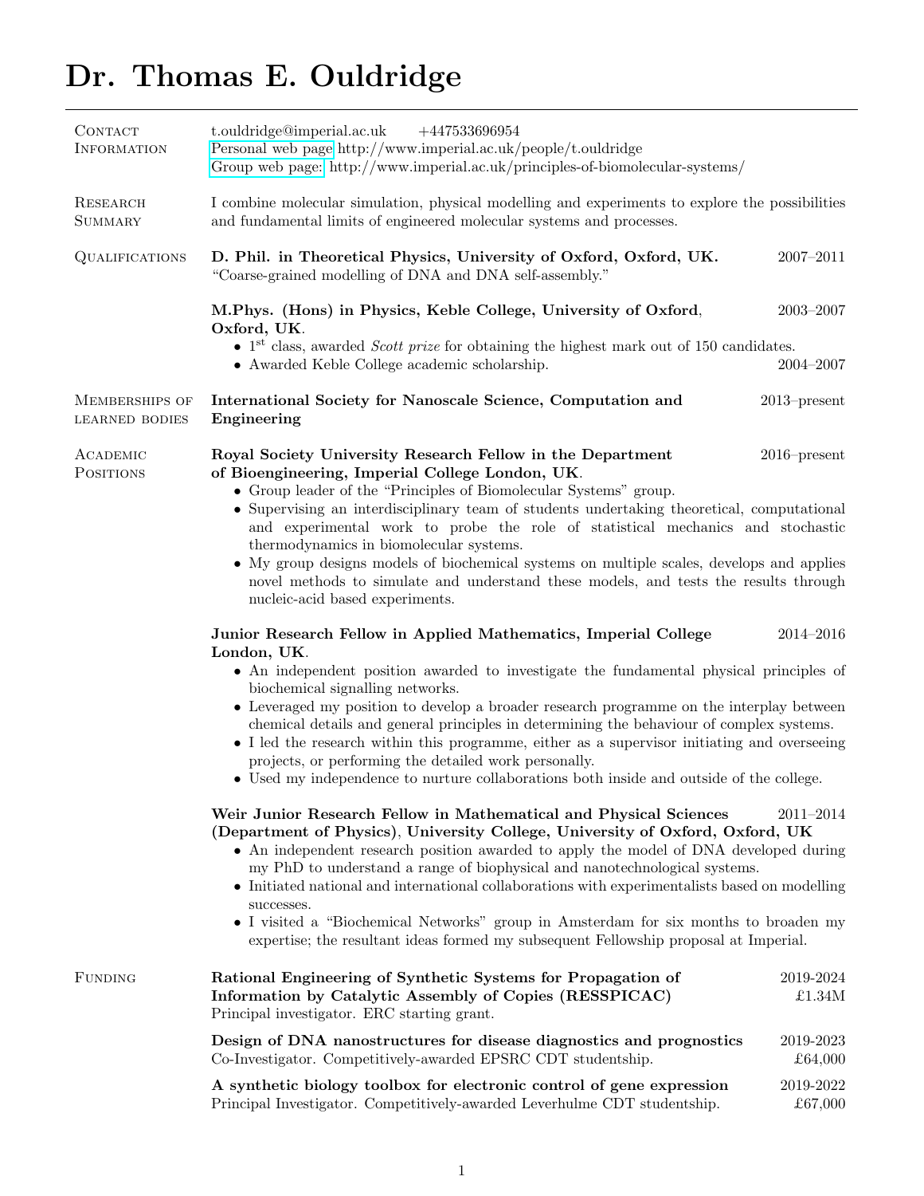# Dr. Thomas E. Ouldridge

## Contact Information

t.ouldridge@imperial.ac.uk +447533696954
Personal web page http://www.imperial.ac.uk/people/t.ouldridge
Group web page: http://www.imperial.ac.uk/principles-of-biomolecular-systems/

## Research Summary

I combine molecular simulation, physical modelling and experiments to explore the possibilities and fundamental limits of engineered molecular systems and processes.

## Qualifications

**D. Phil. in Theoretical Physics, University of Oxford, Oxford, UK.** 2007–2011
"Coarse-grained modelling of DNA and DNA self-assembly."

**M.Phys. (Hons) in Physics, Keble College, University of Oxford, Oxford, UK.** 2003–2007

- 1st class, awarded *Scott prize* for obtaining the highest mark out of 150 candidates.
- Awarded Keble College academic scholarship. 2004–2007

## Memberships of learned bodies

**International Society for Nanoscale Science, Computation and Engineering** 2013–present

## Academic Positions

**Royal Society University Research Fellow in the Department of Bioengineering, Imperial College London, UK.** 2016–present

- Group leader of the "Principles of Biomolecular Systems" group.
- Supervising an interdisciplinary team of students undertaking theoretical, computational and experimental work to probe the role of statistical mechanics and stochastic thermodynamics in biomolecular systems.
- My group designs models of biochemical systems on multiple scales, develops and applies novel methods to simulate and understand these models, and tests the results through nucleic-acid based experiments.

**Junior Research Fellow in Applied Mathematics, Imperial College London, UK.** 2014–2016

- An independent position awarded to investigate the fundamental physical principles of biochemical signalling networks.
- Leveraged my position to develop a broader research programme on the interplay between chemical details and general principles in determining the behaviour of complex systems.
- I led the research within this programme, either as a supervisor initiating and overseeing projects, or performing the detailed work personally.
- Used my independence to nurture collaborations both inside and outside of the college.

**Weir Junior Research Fellow in Mathematical and Physical Sciences (Department of Physics), University College, University of Oxford, Oxford, UK** 2011–2014

- An independent research position awarded to apply the model of DNA developed during my PhD to understand a range of biophysical and nanotechnological systems.
- Initiated national and international collaborations with experimentalists based on modelling successes.
- I visited a "Biochemical Networks" group in Amsterdam for six months to broaden my expertise; the resultant ideas formed my subsequent Fellowship proposal at Imperial.

## Funding

**Rational Engineering of Synthetic Systems for Propagation of Information by Catalytic Assembly of Copies (RESSPICAC)** 2019-2024 £1.34M
Principal investigator. ERC starting grant.

**Design of DNA nanostructures for disease diagnostics and prognostics** 2019-2023 £64,000
Co-Investigator. Competitively-awarded EPSRC CDT studentship.

**A synthetic biology toolbox for electronic control of gene expression** 2019-2022 £67,000
Principal Investigator. Competitively-awarded Leverhulme CDT studentship.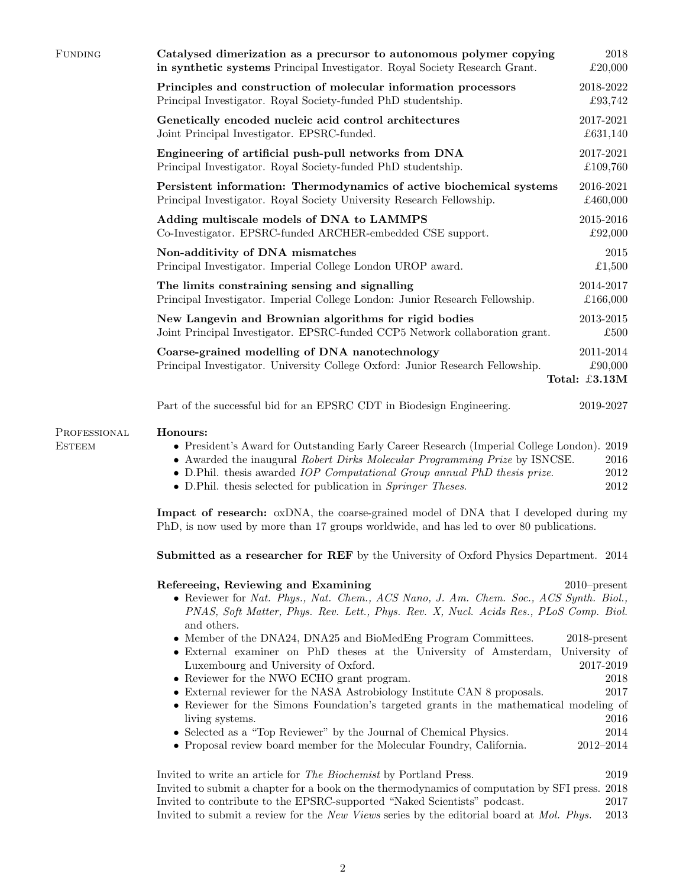## Funding

**Catalysed dimerization as a precursor to autonomous polymer copying in synthetic systems** Principal Investigator. Royal Society Research Grant. — 2018, £20,000

**Principles and construction of molecular information processors**
Principal Investigator. Royal Society-funded PhD studentship. — 2018-2022, £93,742

**Genetically encoded nucleic acid control architectures**
Joint Principal Investigator. EPSRC-funded. — 2017-2021, £631,140

**Engineering of artificial push-pull networks from DNA**
Principal Investigator. Royal Society-funded PhD studentship. — 2017-2021, £109,760

**Persistent information: Thermodynamics of active biochemical systems**
Principal Investigator. Royal Society University Research Fellowship. — 2016-2021, £460,000

**Adding multiscale models of DNA to LAMMPS**
Co-Investigator. EPSRC-funded ARCHER-embedded CSE support. — 2015-2016, £92,000

**Non-additivity of DNA mismatches**
Principal Investigator. Imperial College London UROP award. — 2015, £1,500

**The limits constraining sensing and signalling**
Principal Investigator. Imperial College London: Junior Research Fellowship. — 2014-2017, £166,000

**New Langevin and Brownian algorithms for rigid bodies**
Joint Principal Investigator. EPSRC-funded CCP5 Network collaboration grant. — 2013-2015, £500

**Coarse-grained modelling of DNA nanotechnology**
Principal Investigator. University College Oxford: Junior Research Fellowship. — 2011-2014, £90,000

**Total: £3.13M**

Part of the successful bid for an EPSRC CDT in Biodesign Engineering. — 2019-2027

## Professional Esteem

**Honours:**

- President's Award for Outstanding Early Career Research (Imperial College London). 2019
- Awarded the inaugural *Robert Dirks Molecular Programming Prize* by ISNCSE. 2016
- D.Phil. thesis awarded *IOP Computational Group annual PhD thesis prize.* 2012
- D.Phil. thesis selected for publication in *Springer Theses*. 2012

**Impact of research:** oxDNA, the coarse-grained model of DNA that I developed during my PhD, is now used by more than 17 groups worldwide, and has led to over 80 publications.

**Submitted as a researcher for REF** by the University of Oxford Physics Department. 2014

**Refereeing, Reviewing and Examining** — 2010–present

- Reviewer for *Nat. Phys., Nat. Chem., ACS Nano, J. Am. Chem. Soc., ACS Synth. Biol., PNAS, Soft Matter, Phys. Rev. Lett., Phys. Rev. X, Nucl. Acids Res., PLoS Comp. Biol.* and others.
- Member of the DNA24, DNA25 and BioMedEng Program Committees. 2018-present
- External examiner on PhD theses at the University of Amsterdam, University of Luxembourg and University of Oxford. 2017-2019
- Reviewer for the NWO ECHO grant program. 2018
- External reviewer for the NASA Astrobiology Institute CAN 8 proposals. 2017
- Reviewer for the Simons Foundation's targeted grants in the mathematical modeling of living systems. 2016
- Selected as a "Top Reviewer" by the Journal of Chemical Physics. 2014
- Proposal review board member for the Molecular Foundry, California. 2012–2014

Invited to write an article for *The Biochemist* by Portland Press. 2019
Invited to submit a chapter for a book on the thermodynamics of computation by SFI press. 2018
Invited to contribute to the EPSRC-supported "Naked Scientists" podcast. 2017
Invited to submit a review for the *New Views* series by the editorial board at *Mol. Phys.* 2013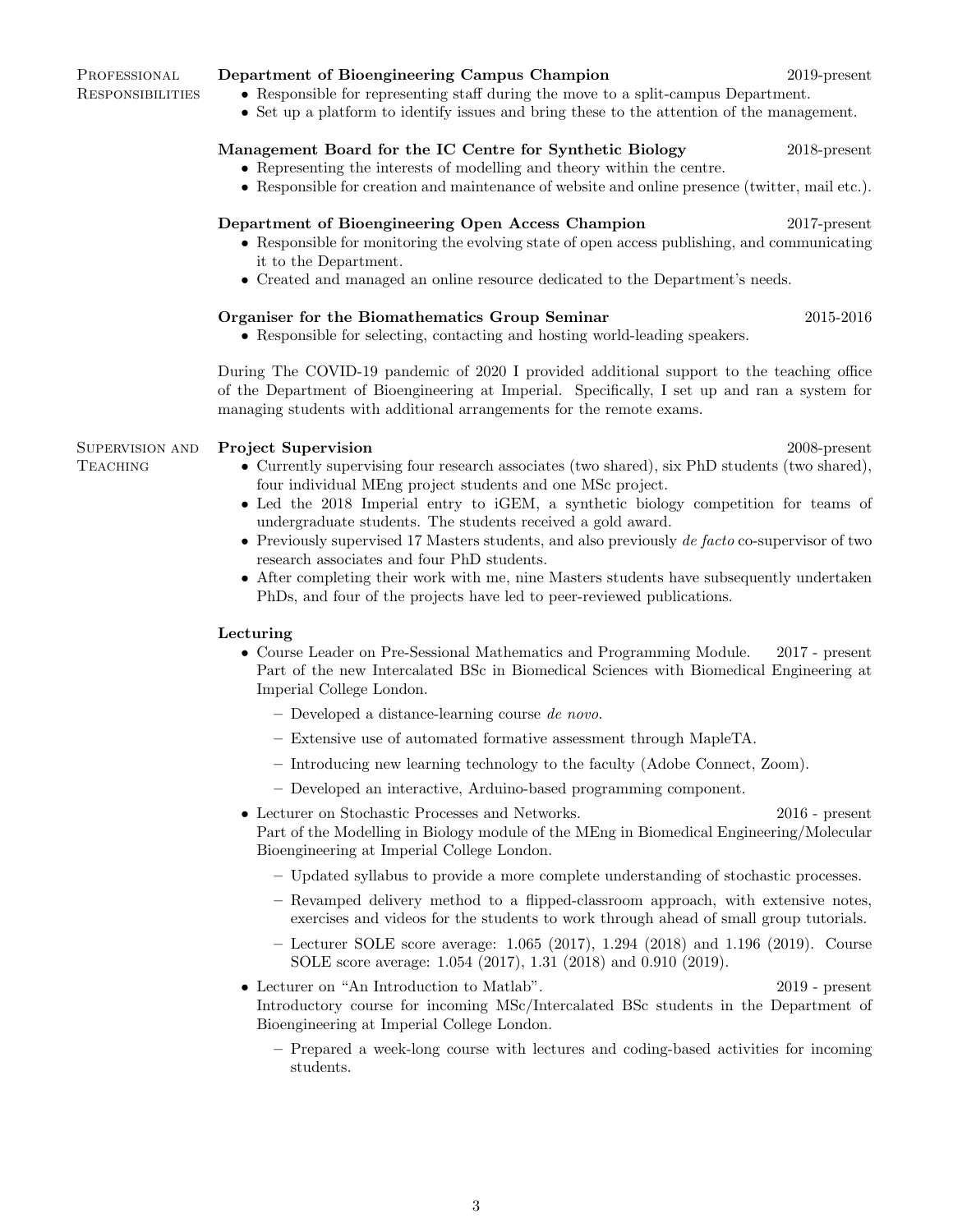## Professional Responsibilities

**Department of Bioengineering Campus Champion** 2019-present

- Responsible for representing staff during the move to a split-campus Department.
- Set up a platform to identify issues and bring these to the attention of the management.

**Management Board for the IC Centre for Synthetic Biology** 2018-present

- Representing the interests of modelling and theory within the centre.
- Responsible for creation and maintenance of website and online presence (twitter, mail etc.).

**Department of Bioengineering Open Access Champion** 2017-present

- Responsible for monitoring the evolving state of open access publishing, and communicating it to the Department.
- Created and managed an online resource dedicated to the Department's needs.

**Organiser for the Biomathematics Group Seminar** 2015-2016

- Responsible for selecting, contacting and hosting world-leading speakers.

During The COVID-19 pandemic of 2020 I provided additional support to the teaching office of the Department of Bioengineering at Imperial. Specifically, I set up and ran a system for managing students with additional arrangements for the remote exams.

## Supervision and Teaching

**Project Supervision** 2008-present

- Currently supervising four research associates (two shared), six PhD students (two shared), four individual MEng project students and one MSc project.
- Led the 2018 Imperial entry to iGEM, a synthetic biology competition for teams of undergraduate students. The students received a gold award.
- Previously supervised 17 Masters students, and also previously *de facto* co-supervisor of two research associates and four PhD students.
- After completing their work with me, nine Masters students have subsequently undertaken PhDs, and four of the projects have led to peer-reviewed publications.

**Lecturing**

- Course Leader on Pre-Sessional Mathematics and Programming Module. 2017 - present
  Part of the new Intercalated BSc in Biomedical Sciences with Biomedical Engineering at Imperial College London.
  - Developed a distance-learning course *de novo*.
  - Extensive use of automated formative assessment through MapleTA.
  - Introducing new learning technology to the faculty (Adobe Connect, Zoom).
  - Developed an interactive, Arduino-based programming component.
- Lecturer on Stochastic Processes and Networks. 2016 - present
  Part of the Modelling in Biology module of the MEng in Biomedical Engineering/Molecular Bioengineering at Imperial College London.
  - Updated syllabus to provide a more complete understanding of stochastic processes.
  - Revamped delivery method to a flipped-classroom approach, with extensive notes, exercises and videos for the students to work through ahead of small group tutorials.
  - Lecturer SOLE score average: 1.065 (2017), 1.294 (2018) and 1.196 (2019). Course SOLE score average: 1.054 (2017), 1.31 (2018) and 0.910 (2019).
- Lecturer on "An Introduction to Matlab". 2019 - present
  Introductory course for incoming MSc/Intercalated BSc students in the Department of Bioengineering at Imperial College London.
  - Prepared a week-long course with lectures and coding-based activities for incoming students.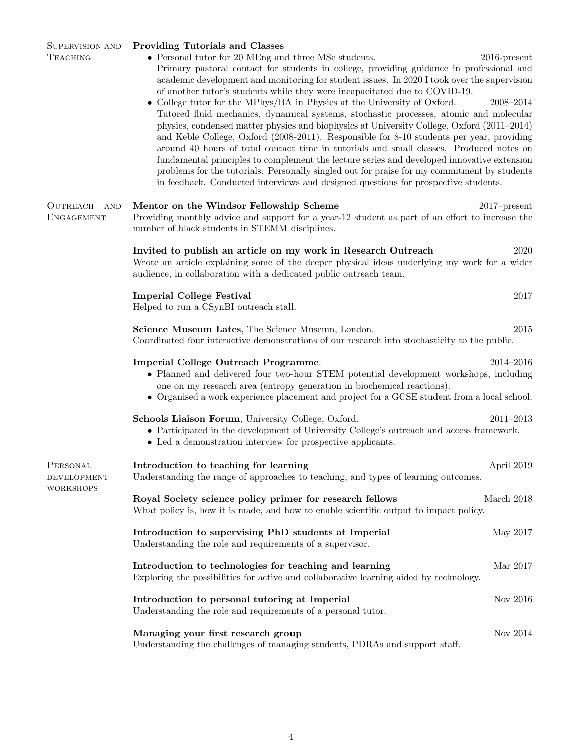## Supervision and Teaching

**Providing Tutorials and Classes**

- Personal tutor for 20 MEng and three MSc students. 2016-present
  Primary pastoral contact for students in college, providing guidance in professional and academic development and monitoring for student issues. In 2020 I took over the supervision of another tutor's students while they were incapacitated due to COVID-19.
- College tutor for the MPhys/BA in Physics at the University of Oxford. 2008–2014
  Tutored fluid mechanics, dynamical systems, stochastic processes, atomic and molecular physics, condensed matter physics and biophysics at University College, Oxford (2011–2014) and Keble College, Oxford (2008-2011). Responsible for 8-10 students per year, providing around 40 hours of total contact time in tutorials and small classes. Produced notes on fundamental principles to complement the lecture series and developed innovative extension problems for the tutorials. Personally singled out for praise for my commitment by students in feedback. Conducted interviews and designed questions for prospective students.

## Outreach and Engagement

**Mentor on the Windsor Fellowship Scheme** 2017–present
Providing monthly advice and support for a year-12 student as part of an effort to increase the number of black students in STEMM disciplines.

**Invited to publish an article on my work in Research Outreach** 2020
Wrote an article explaining some of the deeper physical ideas underlying my work for a wider audience, in collaboration with a dedicated public outreach team.

**Imperial College Festival** 2017
Helped to run a CSynBI outreach stall.

**Science Museum Lates**, The Science Museum, London. 2015
Coordinated four interactive demonstrations of our research into stochasticity to the public.

**Imperial College Outreach Programme**. 2014–2016

- Planned and delivered four two-hour STEM potential development workshops, including one on my research area (entropy generation in biochemical reactions).
- Organised a work experience placement and project for a GCSE student from a local school.

**Schools Liaison Forum**, University College, Oxford. 2011–2013

- Participated in the development of University College's outreach and access framework.
- Led a demonstration interview for prospective applicants.

## Personal development workshops

**Introduction to teaching for learning** April 2019
Understanding the range of approaches to teaching, and types of learning outcomes.

**Royal Society science policy primer for research fellows** March 2018
What policy is, how it is made, and how to enable scientific output to impact policy.

**Introduction to supervising PhD students at Imperial** May 2017
Understanding the role and requirements of a supervisor.

**Introduction to technologies for teaching and learning** Mar 2017
Exploring the possibilities for active and collaborative learning aided by technology.

**Introduction to personal tutoring at Imperial** Nov 2016
Understanding the role and requirements of a personal tutor.

**Managing your first research group** Nov 2014
Understanding the challenges of managing students, PDRAs and support staff.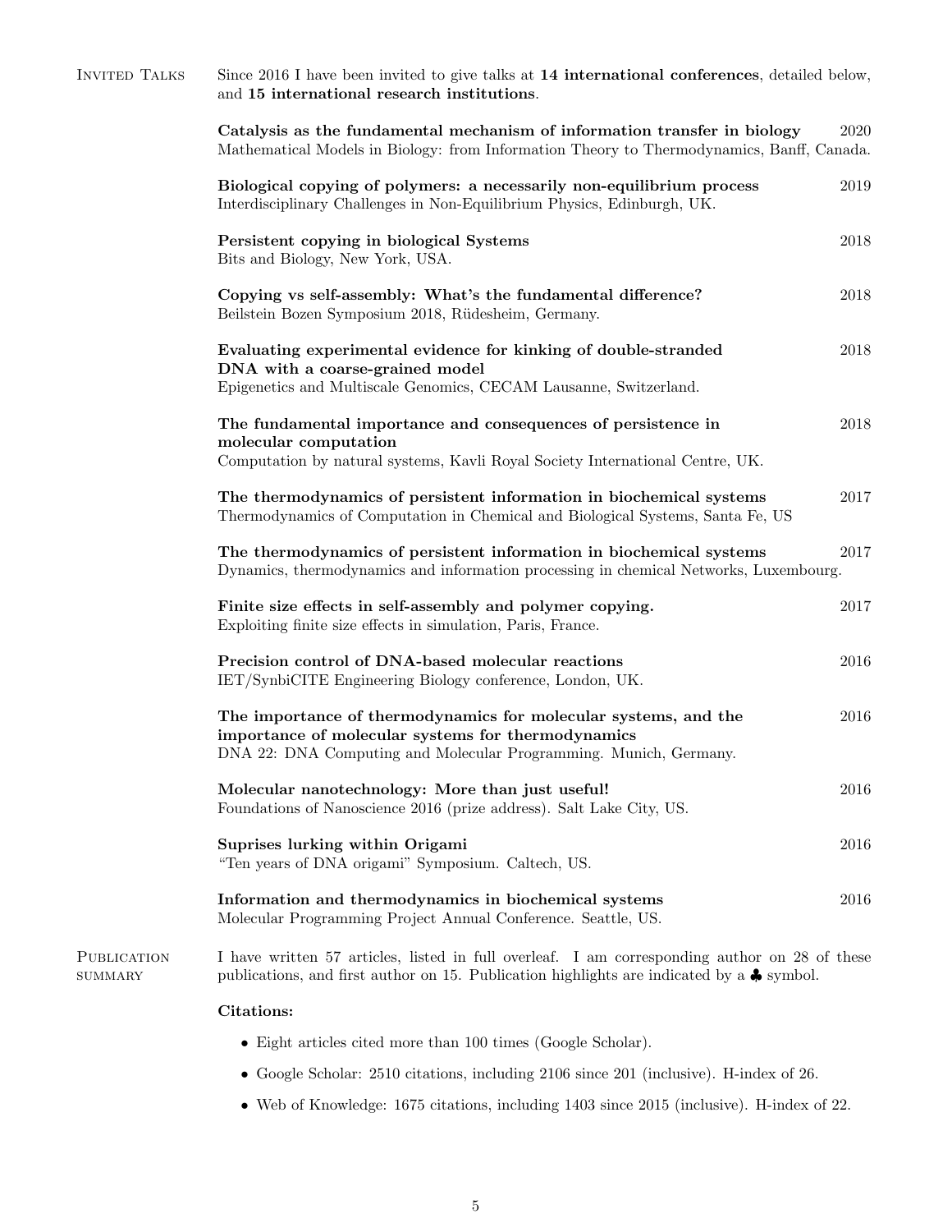## Invited Talks

Since 2016 I have been invited to give talks at **14 international conferences**, detailed below, and **15 international research institutions**.

**Catalysis as the fundamental mechanism of information transfer in biology** 2020
Mathematical Models in Biology: from Information Theory to Thermodynamics, Banff, Canada.

**Biological copying of polymers: a necessarily non-equilibrium process** 2019
Interdisciplinary Challenges in Non-Equilibrium Physics, Edinburgh, UK.

**Persistent copying in biological Systems** 2018
Bits and Biology, New York, USA.

**Copying vs self-assembly: What's the fundamental difference?** 2018
Beilstein Bozen Symposium 2018, Rüdesheim, Germany.

**Evaluating experimental evidence for kinking of double-stranded DNA with a coarse-grained model** 2018
Epigenetics and Multiscale Genomics, CECAM Lausanne, Switzerland.

**The fundamental importance and consequences of persistence in molecular computation** 2018
Computation by natural systems, Kavli Royal Society International Centre, UK.

**The thermodynamics of persistent information in biochemical systems** 2017
Thermodynamics of Computation in Chemical and Biological Systems, Santa Fe, US

**The thermodynamics of persistent information in biochemical systems** 2017
Dynamics, thermodynamics and information processing in chemical Networks, Luxembourg.

**Finite size effects in self-assembly and polymer copying.** 2017
Exploiting finite size effects in simulation, Paris, France.

**Precision control of DNA-based molecular reactions** 2016
IET/SynbiCITE Engineering Biology conference, London, UK.

**The importance of thermodynamics for molecular systems, and the importance of molecular systems for thermodynamics** 2016
DNA 22: DNA Computing and Molecular Programming. Munich, Germany.

**Molecular nanotechnology: More than just useful!** 2016
Foundations of Nanoscience 2016 (prize address). Salt Lake City, US.

**Suprises lurking within Origami** 2016
"Ten years of DNA origami" Symposium. Caltech, US.

**Information and thermodynamics in biochemical systems** 2016
Molecular Programming Project Annual Conference. Seattle, US.

## Publication summary

I have written 57 articles, listed in full overleaf. I am corresponding author on 28 of these publications, and first author on 15. Publication highlights are indicated by a ♣ symbol.

**Citations:**

- Eight articles cited more than 100 times (Google Scholar).
- Google Scholar: 2510 citations, including 2106 since 201 (inclusive). H-index of 26.
- Web of Knowledge: 1675 citations, including 1403 since 2015 (inclusive). H-index of 22.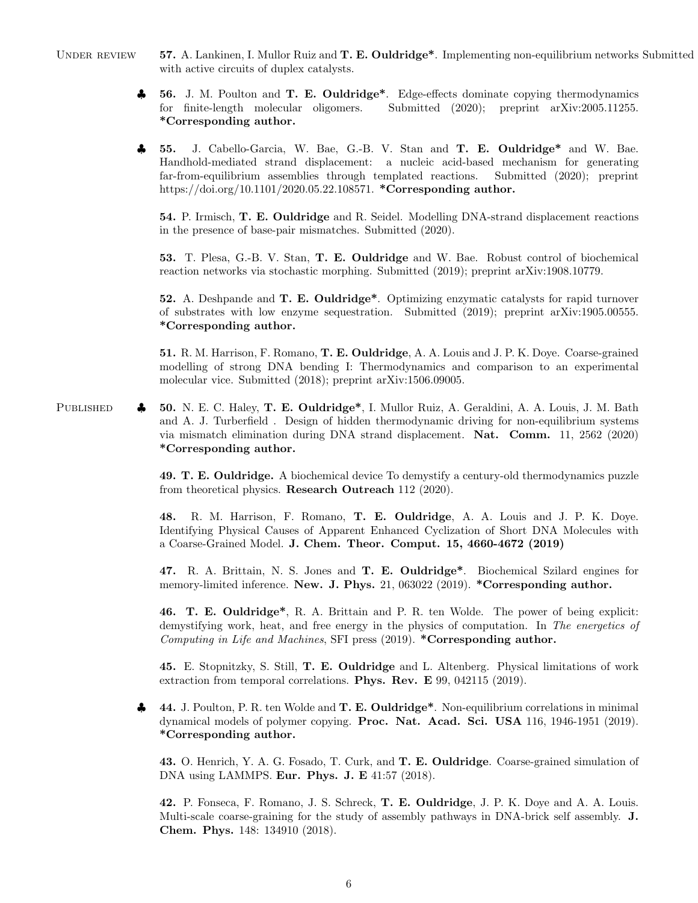Under review

**57.** A. Lankinen, I. Mullor Ruiz and **T. E. Ouldridge***. Implementing non-equilibrium networks with active circuits of duplex catalysts. Submitted

♣ **56.** J. M. Poulton and **T. E. Ouldridge***. Edge-effects dominate copying thermodynamics for finite-length molecular oligomers. Submitted (2020); preprint arXiv:2005.11255. ***Corresponding author.**

♣ **55.** J. Cabello-Garcia, W. Bae, G.-B. V. Stan and **T. E. Ouldridge*** and W. Bae. Handhold-mediated strand displacement: a nucleic acid-based mechanism for generating far-from-equilibrium assemblies through templated reactions. Submitted (2020); preprint https://doi.org/10.1101/2020.05.22.108571. ***Corresponding author.**

**54.** P. Irmisch, **T. E. Ouldridge** and R. Seidel. Modelling DNA-strand displacement reactions in the presence of base-pair mismatches. Submitted (2020).

**53.** T. Plesa, G.-B. V. Stan, **T. E. Ouldridge** and W. Bae. Robust control of biochemical reaction networks via stochastic morphing. Submitted (2019); preprint arXiv:1908.10779.

**52.** A. Deshpande and **T. E. Ouldridge***. Optimizing enzymatic catalysts for rapid turnover of substrates with low enzyme sequestration. Submitted (2019); preprint arXiv:1905.00555. ***Corresponding author.**

**51.** R. M. Harrison, F. Romano, **T. E. Ouldridge**, A. A. Louis and J. P. K. Doye. Coarse-grained modelling of strong DNA bending I: Thermodynamics and comparison to an experimental molecular vice. Submitted (2018); preprint arXiv:1506.09005.

Published

♣ **50.** N. E. C. Haley, **T. E. Ouldridge***, I. Mullor Ruiz, A. Geraldini, A. A. Louis, J. M. Bath and A. J. Turberfield . Design of hidden thermodynamic driving for non-equilibrium systems via mismatch elimination during DNA strand displacement. **Nat. Comm.** 11, 2562 (2020) ***Corresponding author.**

**49. T. E. Ouldridge.** A biochemical device To demystify a century-old thermodynamics puzzle from theoretical physics. **Research Outreach** 112 (2020).

**48.** R. M. Harrison, F. Romano, **T. E. Ouldridge**, A. A. Louis and J. P. K. Doye. Identifying Physical Causes of Apparent Enhanced Cyclization of Short DNA Molecules with a Coarse-Grained Model. **J. Chem. Theor. Comput. 15, 4660-4672 (2019)**

**47.** R. A. Brittain, N. S. Jones and **T. E. Ouldridge***. Biochemical Szilard engines for memory-limited inference. **New. J. Phys.** 21, 063022 (2019). ***Corresponding author.**

**46. T. E. Ouldridge***, R. A. Brittain and P. R. ten Wolde. The power of being explicit: demystifying work, heat, and free energy in the physics of computation. In *The energetics of Computing in Life and Machines*, SFI press (2019). ***Corresponding author.**

**45.** E. Stopnitzky, S. Still, **T. E. Ouldridge** and L. Altenberg. Physical limitations of work extraction from temporal correlations. **Phys. Rev. E** 99, 042115 (2019).

♣ **44.** J. Poulton, P. R. ten Wolde and **T. E. Ouldridge***. Non-equilibrium correlations in minimal dynamical models of polymer copying. **Proc. Nat. Acad. Sci. USA** 116, 1946-1951 (2019). ***Corresponding author.**

**43.** O. Henrich, Y. A. G. Fosado, T. Curk, and **T. E. Ouldridge**. Coarse-grained simulation of DNA using LAMMPS. **Eur. Phys. J. E** 41:57 (2018).

**42.** P. Fonseca, F. Romano, J. S. Schreck, **T. E. Ouldridge**, J. P. K. Doye and A. A. Louis. Multi-scale coarse-graining for the study of assembly pathways in DNA-brick self assembly. **J. Chem. Phys.** 148: 134910 (2018).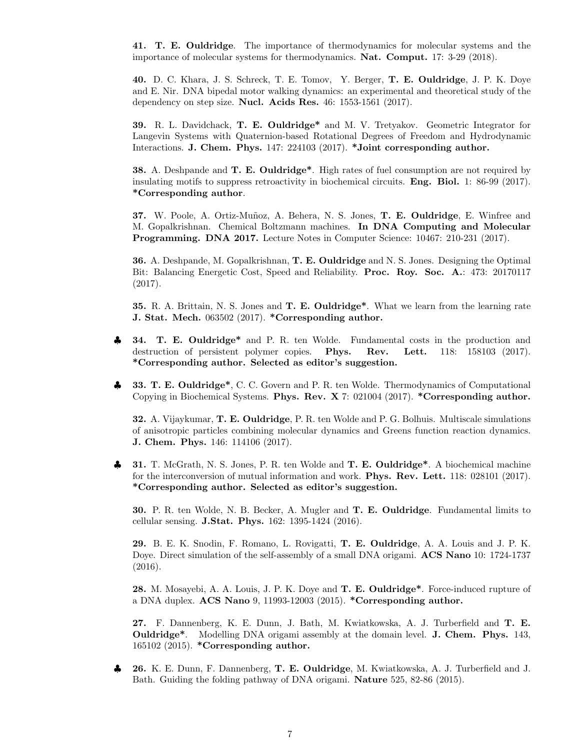**41. T. E. Ouldridge**. The importance of thermodynamics for molecular systems and the importance of molecular systems for thermodynamics. **Nat. Comput.** 17: 3-29 (2018).

**40.** D. C. Khara, J. S. Schreck, T. E. Tomov, Y. Berger, **T. E. Ouldridge**, J. P. K. Doye and E. Nir. DNA bipedal motor walking dynamics: an experimental and theoretical study of the dependency on step size. **Nucl. Acids Res.** 46: 1553-1561 (2017).

**39.** R. L. Davidchack, **T. E. Ouldridge*** and M. V. Tretyakov. Geometric Integrator for Langevin Systems with Quaternion-based Rotational Degrees of Freedom and Hydrodynamic Interactions. **J. Chem. Phys.** 147: 224103 (2017). ***Joint corresponding author.**

**38.** A. Deshpande and **T. E. Ouldridge***. High rates of fuel consumption are not required by insulating motifs to suppress retroactivity in biochemical circuits. **Eng. Biol.** 1: 86-99 (2017). ***Corresponding author**.

**37.** W. Poole, A. Ortiz-Muñoz, A. Behera, N. S. Jones, **T. E. Ouldridge**, E. Winfree and M. Gopalkrishnan. Chemical Boltzmann machines. **In DNA Computing and Molecular Programming. DNA 2017.** Lecture Notes in Computer Science: 10467: 210-231 (2017).

**36.** A. Deshpande, M. Gopalkrishnan, **T. E. Ouldridge** and N. S. Jones. Designing the Optimal Bit: Balancing Energetic Cost, Speed and Reliability. **Proc. Roy. Soc. A.**: 473: 20170117 (2017).

**35.** R. A. Brittain, N. S. Jones and **T. E. Ouldridge***. What we learn from the learning rate **J. Stat. Mech.** 063502 (2017). ***Corresponding author.**

♣ **34. T. E. Ouldridge*** and P. R. ten Wolde. Fundamental costs in the production and destruction of persistent polymer copies. **Phys. Rev. Lett.** 118: 158103 (2017). ***Corresponding author. Selected as editor's suggestion.**

♣ **33. T. E. Ouldridge***, C. C. Govern and P. R. ten Wolde. Thermodynamics of Computational Copying in Biochemical Systems. **Phys. Rev. X** 7: 021004 (2017). ***Corresponding author.**

**32.** A. Vijaykumar, **T. E. Ouldridge**, P. R. ten Wolde and P. G. Bolhuis. Multiscale simulations of anisotropic particles combining molecular dynamics and Greens function reaction dynamics. **J. Chem. Phys.** 146: 114106 (2017).

♣ **31.** T. McGrath, N. S. Jones, P. R. ten Wolde and **T. E. Ouldridge***. A biochemical machine for the interconversion of mutual information and work. **Phys. Rev. Lett.** 118: 028101 (2017). ***Corresponding author. Selected as editor's suggestion.**

**30.** P. R. ten Wolde, N. B. Becker, A. Mugler and **T. E. Ouldridge**. Fundamental limits to cellular sensing. **J.Stat. Phys.** 162: 1395-1424 (2016).

**29.** B. E. K. Snodin, F. Romano, L. Rovigatti, **T. E. Ouldridge**, A. A. Louis and J. P. K. Doye. Direct simulation of the self-assembly of a small DNA origami. **ACS Nano** 10: 1724-1737 (2016).

**28.** M. Mosayebi, A. A. Louis, J. P. K. Doye and **T. E. Ouldridge***. Force-induced rupture of a DNA duplex. **ACS Nano** 9, 11993-12003 (2015). ***Corresponding author.**

**27.** F. Dannenberg, K. E. Dunn, J. Bath, M. Kwiatkowska, A. J. Turberfield and **T. E. Ouldridge***. Modelling DNA origami assembly at the domain level. **J. Chem. Phys.** 143, 165102 (2015). ***Corresponding author.**

♣ **26.** K. E. Dunn, F. Dannenberg, **T. E. Ouldridge**, M. Kwiatkowska, A. J. Turberfield and J. Bath. Guiding the folding pathway of DNA origami. **Nature** 525, 82-86 (2015).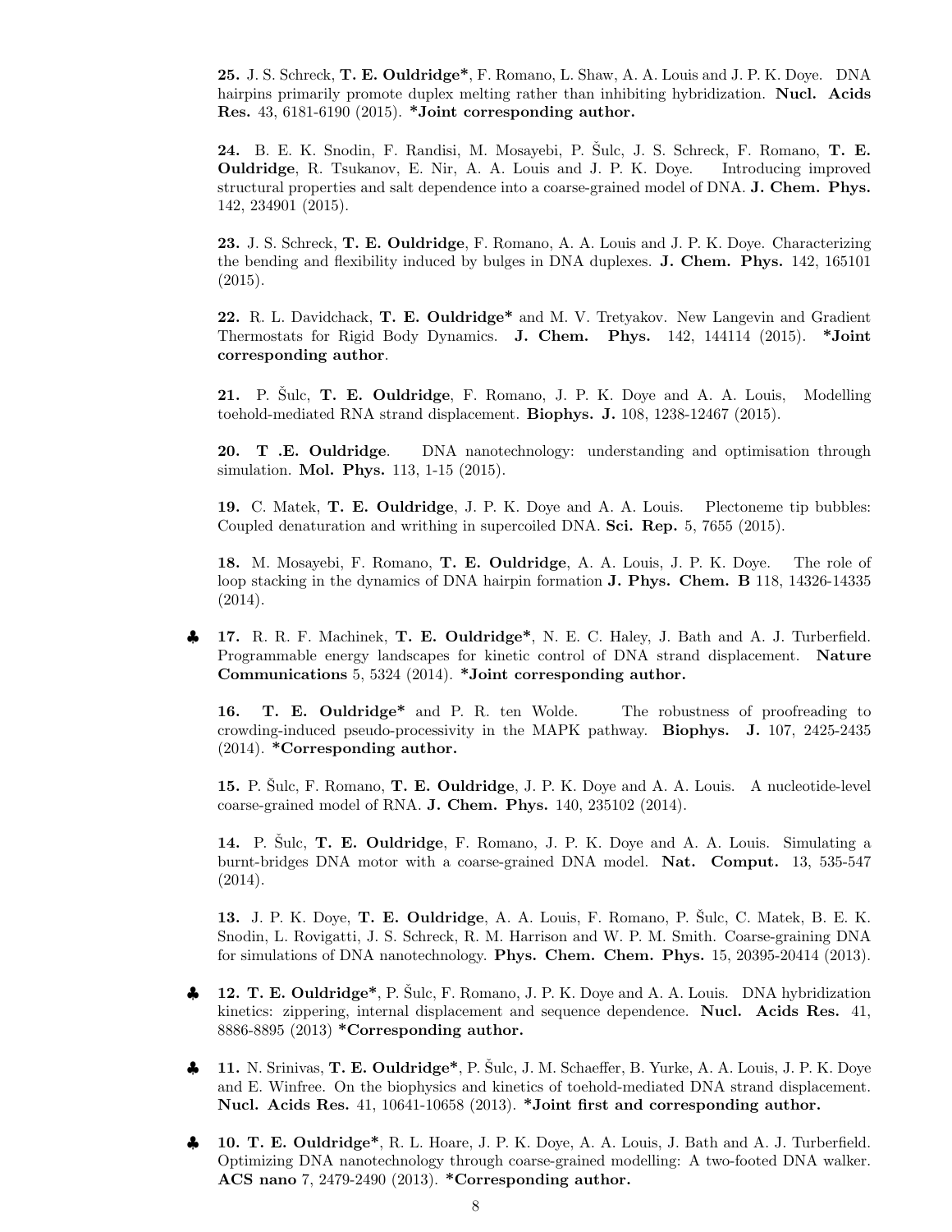**25.** J. S. Schreck, **T. E. Ouldridge***, F. Romano, L. Shaw, A. A. Louis and J. P. K. Doye. DNA hairpins primarily promote duplex melting rather than inhibiting hybridization. **Nucl. Acids Res.** 43, 6181-6190 (2015). ***Joint corresponding author.**

**24.** B. E. K. Snodin, F. Randisi, M. Mosayebi, P. Šulc, J. S. Schreck, F. Romano, **T. E. Ouldridge**, R. Tsukanov, E. Nir, A. A. Louis and J. P. K. Doye. Introducing improved structural properties and salt dependence into a coarse-grained model of DNA. **J. Chem. Phys.** 142, 234901 (2015).

**23.** J. S. Schreck, **T. E. Ouldridge**, F. Romano, A. A. Louis and J. P. K. Doye. Characterizing the bending and flexibility induced by bulges in DNA duplexes. **J. Chem. Phys.** 142, 165101 (2015).

**22.** R. L. Davidchack, **T. E. Ouldridge*** and M. V. Tretyakov. New Langevin and Gradient Thermostats for Rigid Body Dynamics. **J. Chem. Phys.** 142, 144114 (2015). ***Joint corresponding author**.

**21.** P. Šulc, **T. E. Ouldridge**, F. Romano, J. P. K. Doye and A. A. Louis, Modelling toehold-mediated RNA strand displacement. **Biophys. J.** 108, 1238-12467 (2015).

**20. T .E. Ouldridge**. DNA nanotechnology: understanding and optimisation through simulation. **Mol. Phys.** 113, 1-15 (2015).

**19.** C. Matek, **T. E. Ouldridge**, J. P. K. Doye and A. A. Louis. Plectoneme tip bubbles: Coupled denaturation and writhing in supercoiled DNA. **Sci. Rep.** 5, 7655 (2015).

**18.** M. Mosayebi, F. Romano, **T. E. Ouldridge**, A. A. Louis, J. P. K. Doye. The role of loop stacking in the dynamics of DNA hairpin formation **J. Phys. Chem. B** 118, 14326-14335 (2014).

♣ **17.** R. R. F. Machinek, **T. E. Ouldridge***, N. E. C. Haley, J. Bath and A. J. Turberfield. Programmable energy landscapes for kinetic control of DNA strand displacement. **Nature Communications** 5, 5324 (2014). ***Joint corresponding author.**

**16. T. E. Ouldridge*** and P. R. ten Wolde. The robustness of proofreading to crowding-induced pseudo-processivity in the MAPK pathway. **Biophys. J.** 107, 2425-2435 (2014). ***Corresponding author.**

**15.** P. Šulc, F. Romano, **T. E. Ouldridge**, J. P. K. Doye and A. A. Louis. A nucleotide-level coarse-grained model of RNA. **J. Chem. Phys.** 140, 235102 (2014).

**14.** P. Šulc, **T. E. Ouldridge**, F. Romano, J. P. K. Doye and A. A. Louis. Simulating a burnt-bridges DNA motor with a coarse-grained DNA model. **Nat. Comput.** 13, 535-547 (2014).

**13.** J. P. K. Doye, **T. E. Ouldridge**, A. A. Louis, F. Romano, P. Šulc, C. Matek, B. E. K. Snodin, L. Rovigatti, J. S. Schreck, R. M. Harrison and W. P. M. Smith. Coarse-graining DNA for simulations of DNA nanotechnology. **Phys. Chem. Chem. Phys.** 15, 20395-20414 (2013).

♣ **12. T. E. Ouldridge***, P. Šulc, F. Romano, J. P. K. Doye and A. A. Louis. DNA hybridization kinetics: zippering, internal displacement and sequence dependence. **Nucl. Acids Res.** 41, 8886-8895 (2013) ***Corresponding author.**

♣ **11.** N. Srinivas, **T. E. Ouldridge***, P. Šulc, J. M. Schaeffer, B. Yurke, A. A. Louis, J. P. K. Doye and E. Winfree. On the biophysics and kinetics of toehold-mediated DNA strand displacement. **Nucl. Acids Res.** 41, 10641-10658 (2013). ***Joint first and corresponding author.**

♣ **10. T. E. Ouldridge***, R. L. Hoare, J. P. K. Doye, A. A. Louis, J. Bath and A. J. Turberfield. Optimizing DNA nanotechnology through coarse-grained modelling: A two-footed DNA walker. **ACS nano** 7, 2479-2490 (2013). ***Corresponding author.**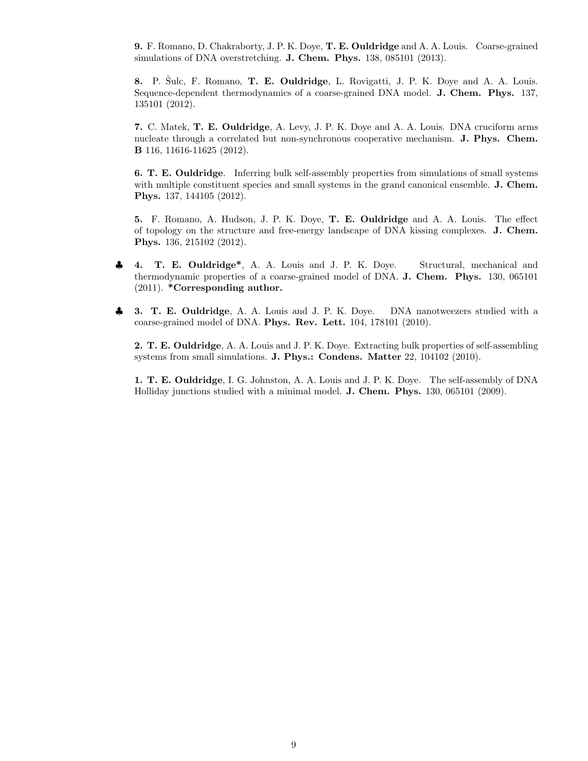**9.** F. Romano, D. Chakraborty, J. P. K. Doye, **T. E. Ouldridge** and A. A. Louis. Coarse-grained simulations of DNA overstretching. **J. Chem. Phys.** 138, 085101 (2013).

**8.** P. Šulc, F. Romano, **T. E. Ouldridge**, L. Rovigatti, J. P. K. Doye and A. A. Louis. Sequence-dependent thermodynamics of a coarse-grained DNA model. **J. Chem. Phys.** 137, 135101 (2012).

**7.** C. Matek, **T. E. Ouldridge**, A. Levy, J. P. K. Doye and A. A. Louis. DNA cruciform arms nucleate through a correlated but non-synchronous cooperative mechanism. **J. Phys. Chem. B** 116, 11616-11625 (2012).

**6. T. E. Ouldridge**. Inferring bulk self-assembly properties from simulations of small systems with multiple constituent species and small systems in the grand canonical ensemble. **J. Chem. Phys.** 137, 144105 (2012).

**5.** F. Romano, A. Hudson, J. P. K. Doye, **T. E. Ouldridge** and A. A. Louis. The effect of topology on the structure and free-energy landscape of DNA kissing complexes. **J. Chem. Phys.** 136, 215102 (2012).

♣ **4. T. E. Ouldridge***, A. A. Louis and J. P. K. Doye. Structural, mechanical and thermodynamic properties of a coarse-grained model of DNA. **J. Chem. Phys.** 130, 065101 (2011). ***Corresponding author.**

♣ **3. T. E. Ouldridge**, A. A. Louis and J. P. K. Doye. DNA nanotweezers studied with a coarse-grained model of DNA. **Phys. Rev. Lett.** 104, 178101 (2010).

**2. T. E. Ouldridge**, A. A. Louis and J. P. K. Doye. Extracting bulk properties of self-assembling systems from small simulations. **J. Phys.: Condens. Matter** 22, 104102 (2010).

**1. T. E. Ouldridge**, I. G. Johnston, A. A. Louis and J. P. K. Doye. The self-assembly of DNA Holliday junctions studied with a minimal model. **J. Chem. Phys.** 130, 065101 (2009).